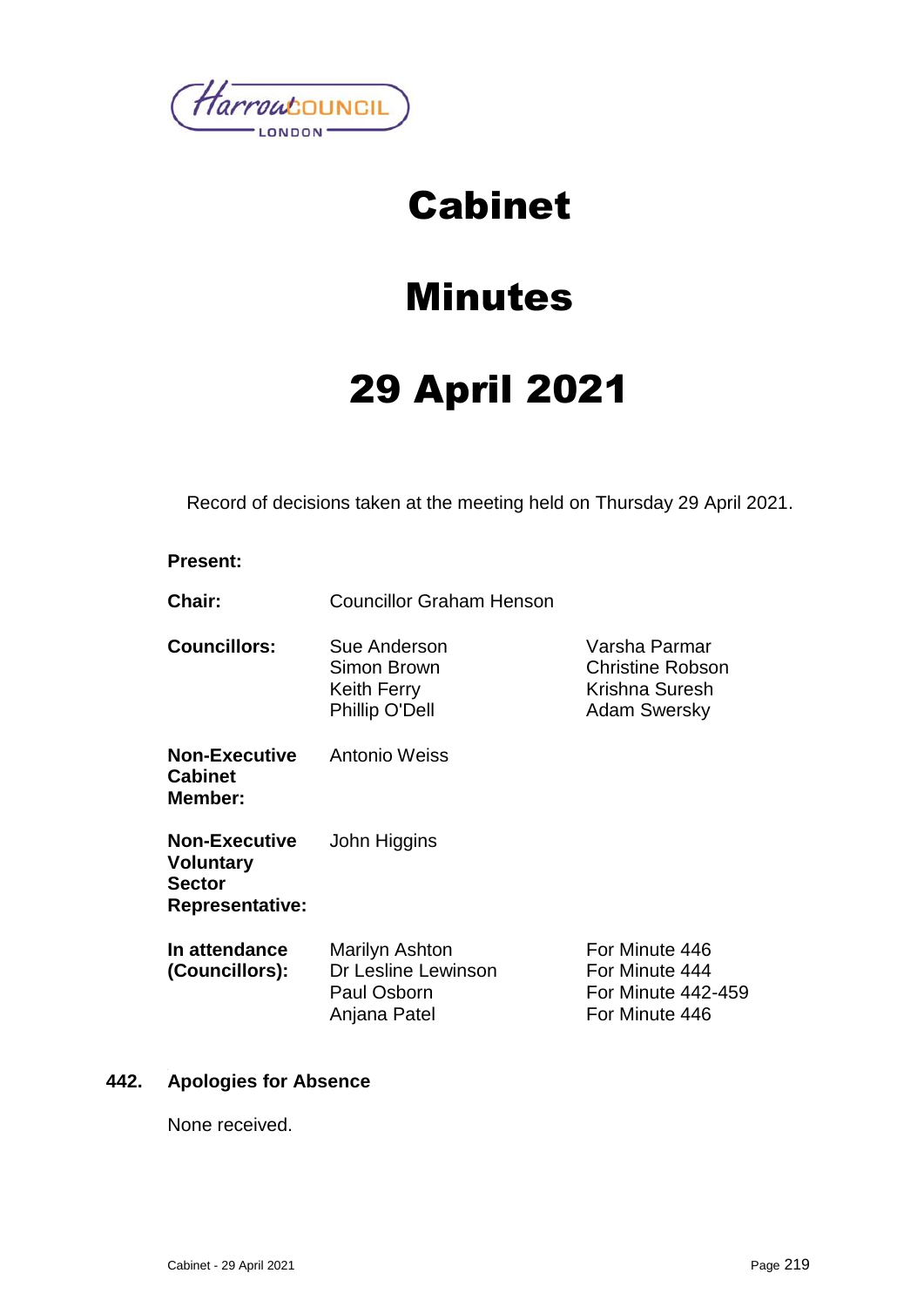Harrow COUNCIL
LONDON

# Cabinet

# Minutes

# 29 April 2021

Record of decisions taken at the meeting held on Thursday 29 April 2021.

**Present:**

| | | |
|---|---|---|
| **Chair:** | Councillor Graham Henson | |
| **Councillors:** | Sue Anderson<br>Simon Brown<br>Keith Ferry<br>Phillip O'Dell | Varsha Parmar<br>Christine Robson<br>Krishna Suresh<br>Adam Swersky |
| **Non-Executive Cabinet Member:** | Antonio Weiss | |
| **Non-Executive Voluntary Sector Representative:** | John Higgins | |
| **In attendance (Councillors):** | Marilyn Ashton<br>Dr Lesline Lewinson<br>Paul Osborn<br>Anjana Patel | For Minute 446<br>For Minute 444<br>For Minute 442-459<br>For Minute 446 |

## 442. Apologies for Absence

None received.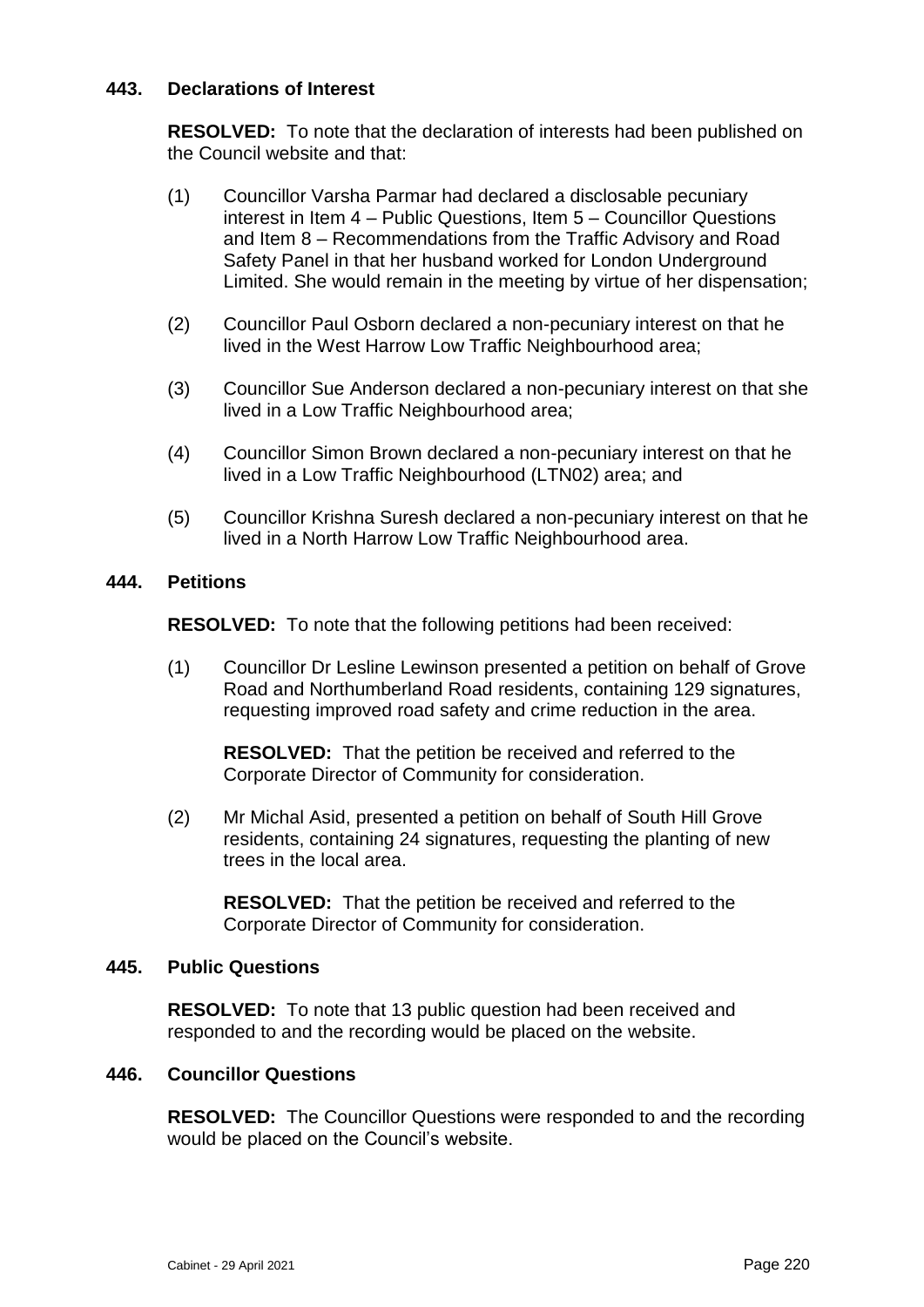## 443. Declarations of Interest

**RESOLVED:** To note that the declaration of interests had been published on the Council website and that:

(1) Councillor Varsha Parmar had declared a disclosable pecuniary interest in Item 4 – Public Questions, Item 5 – Councillor Questions and Item 8 – Recommendations from the Traffic Advisory and Road Safety Panel in that her husband worked for London Underground Limited. She would remain in the meeting by virtue of her dispensation;

(2) Councillor Paul Osborn declared a non-pecuniary interest on that he lived in the West Harrow Low Traffic Neighbourhood area;

(3) Councillor Sue Anderson declared a non-pecuniary interest on that she lived in a Low Traffic Neighbourhood area;

(4) Councillor Simon Brown declared a non-pecuniary interest on that he lived in a Low Traffic Neighbourhood (LTN02) area; and

(5) Councillor Krishna Suresh declared a non-pecuniary interest on that he lived in a North Harrow Low Traffic Neighbourhood area.

## 444. Petitions

**RESOLVED:** To note that the following petitions had been received:

(1) Councillor Dr Lesline Lewinson presented a petition on behalf of Grove Road and Northumberland Road residents, containing 129 signatures, requesting improved road safety and crime reduction in the area.

**RESOLVED:** That the petition be received and referred to the Corporate Director of Community for consideration.

(2) Mr Michal Asid, presented a petition on behalf of South Hill Grove residents, containing 24 signatures, requesting the planting of new trees in the local area.

**RESOLVED:** That the petition be received and referred to the Corporate Director of Community for consideration.

## 445. Public Questions

**RESOLVED:** To note that 13 public question had been received and responded to and the recording would be placed on the website.

## 446. Councillor Questions

**RESOLVED:** The Councillor Questions were responded to and the recording would be placed on the Council's website.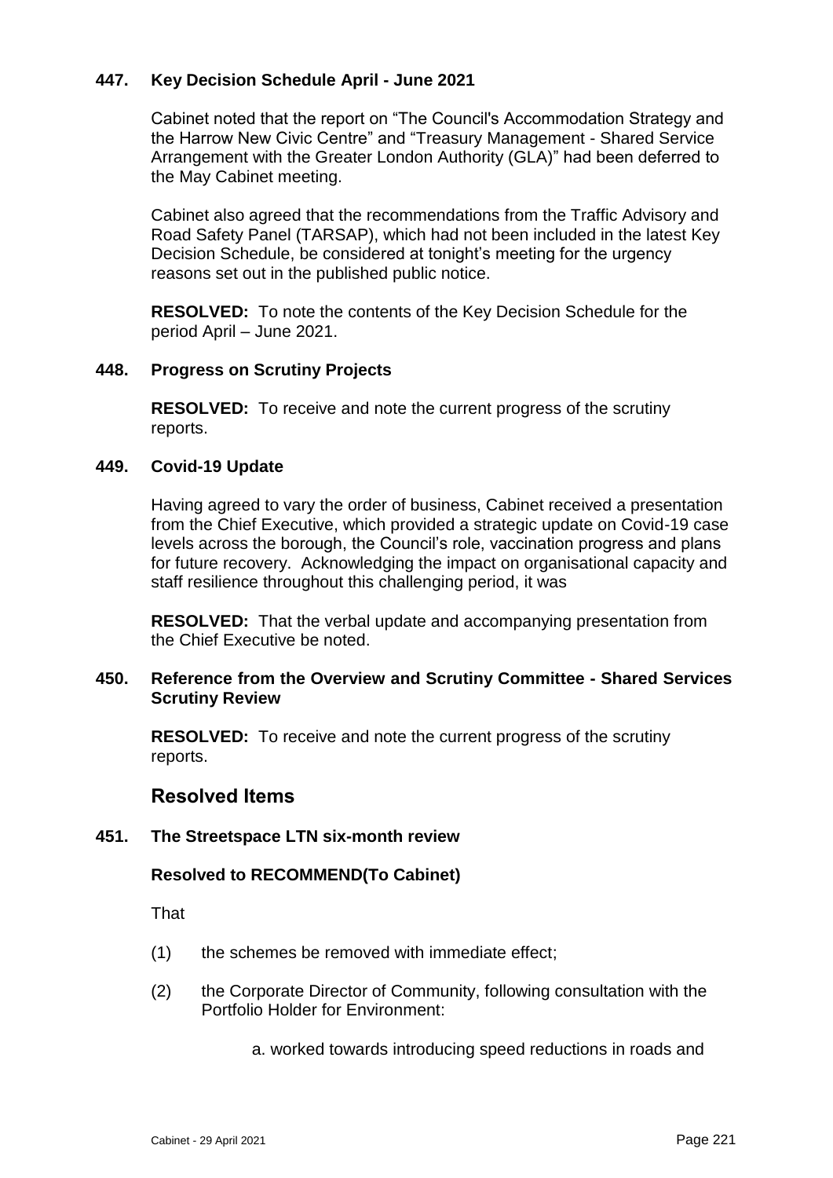**447. Key Decision Schedule April - June 2021**

Cabinet noted that the report on "The Council's Accommodation Strategy and the Harrow New Civic Centre" and "Treasury Management - Shared Service Arrangement with the Greater London Authority (GLA)" had been deferred to the May Cabinet meeting.

Cabinet also agreed that the recommendations from the Traffic Advisory and Road Safety Panel (TARSAP), which had not been included in the latest Key Decision Schedule, be considered at tonight's meeting for the urgency reasons set out in the published public notice.

**RESOLVED:** To note the contents of the Key Decision Schedule for the period April – June 2021.

**448. Progress on Scrutiny Projects**

**RESOLVED:** To receive and note the current progress of the scrutiny reports.

**449. Covid-19 Update**

Having agreed to vary the order of business, Cabinet received a presentation from the Chief Executive, which provided a strategic update on Covid-19 case levels across the borough, the Council's role, vaccination progress and plans for future recovery. Acknowledging the impact on organisational capacity and staff resilience throughout this challenging period, it was

**RESOLVED:** That the verbal update and accompanying presentation from the Chief Executive be noted.

**450. Reference from the Overview and Scrutiny Committee - Shared Services Scrutiny Review**

**RESOLVED:** To receive and note the current progress of the scrutiny reports.

## Resolved Items

**451. The Streetspace LTN six-month review**

**Resolved to RECOMMEND(To Cabinet)**

That

(1) the schemes be removed with immediate effect;

(2) the Corporate Director of Community, following consultation with the Portfolio Holder for Environment:

a. worked towards introducing speed reductions in roads and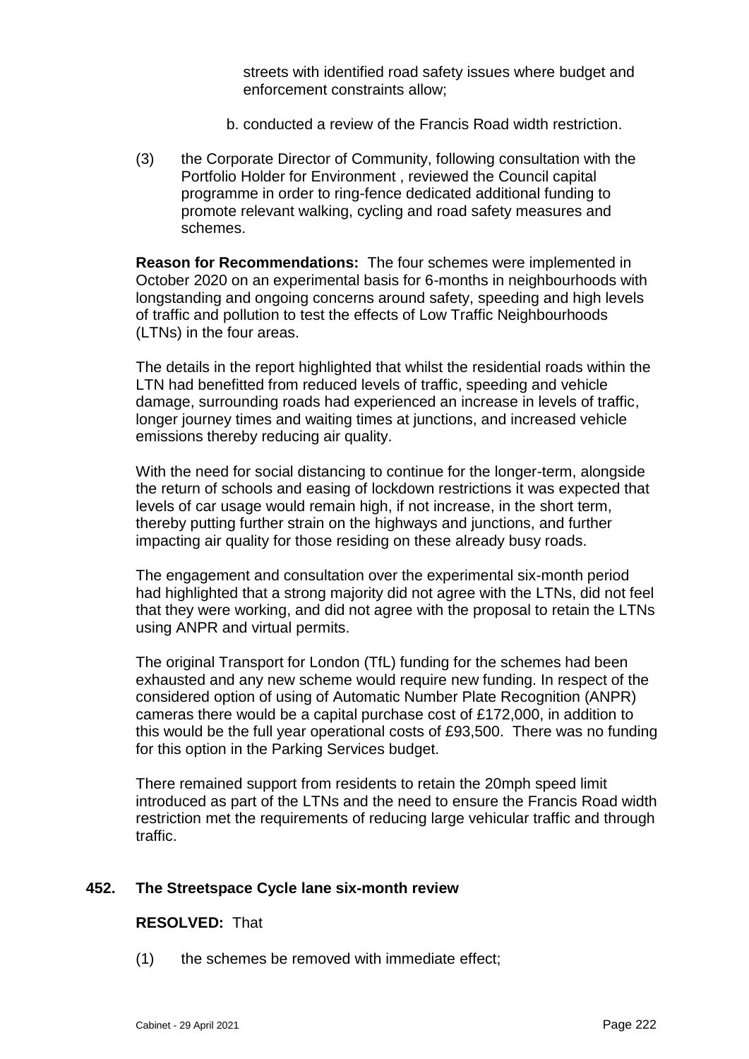streets with identified road safety issues where budget and enforcement constraints allow;

b. conducted a review of the Francis Road width restriction.

(3) the Corporate Director of Community, following consultation with the Portfolio Holder for Environment , reviewed the Council capital programme in order to ring-fence dedicated additional funding to promote relevant walking, cycling and road safety measures and schemes.

**Reason for Recommendations:** The four schemes were implemented in October 2020 on an experimental basis for 6-months in neighbourhoods with longstanding and ongoing concerns around safety, speeding and high levels of traffic and pollution to test the effects of Low Traffic Neighbourhoods (LTNs) in the four areas.

The details in the report highlighted that whilst the residential roads within the LTN had benefitted from reduced levels of traffic, speeding and vehicle damage, surrounding roads had experienced an increase in levels of traffic, longer journey times and waiting times at junctions, and increased vehicle emissions thereby reducing air quality.

With the need for social distancing to continue for the longer-term, alongside the return of schools and easing of lockdown restrictions it was expected that levels of car usage would remain high, if not increase, in the short term, thereby putting further strain on the highways and junctions, and further impacting air quality for those residing on these already busy roads.

The engagement and consultation over the experimental six-month period had highlighted that a strong majority did not agree with the LTNs, did not feel that they were working, and did not agree with the proposal to retain the LTNs using ANPR and virtual permits.

The original Transport for London (TfL) funding for the schemes had been exhausted and any new scheme would require new funding. In respect of the considered option of using of Automatic Number Plate Recognition (ANPR) cameras there would be a capital purchase cost of £172,000, in addition to this would be the full year operational costs of £93,500. There was no funding for this option in the Parking Services budget.

There remained support from residents to retain the 20mph speed limit introduced as part of the LTNs and the need to ensure the Francis Road width restriction met the requirements of reducing large vehicular traffic and through traffic.

## 452. The Streetspace Cycle lane six-month review

**RESOLVED:** That

(1) the schemes be removed with immediate effect;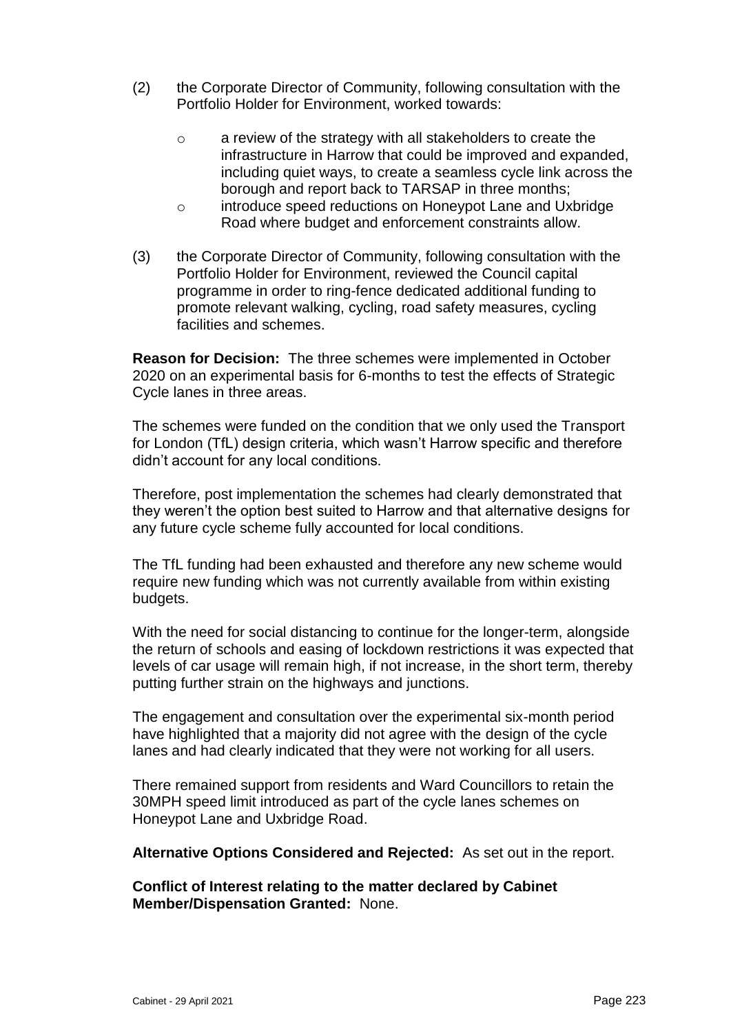(2) the Corporate Director of Community, following consultation with the Portfolio Holder for Environment, worked towards:

   - a review of the strategy with all stakeholders to create the infrastructure in Harrow that could be improved and expanded, including quiet ways, to create a seamless cycle link across the borough and report back to TARSAP in three months;
   - introduce speed reductions on Honeypot Lane and Uxbridge Road where budget and enforcement constraints allow.

(3) the Corporate Director of Community, following consultation with the Portfolio Holder for Environment, reviewed the Council capital programme in order to ring-fence dedicated additional funding to promote relevant walking, cycling, road safety measures, cycling facilities and schemes.

**Reason for Decision:** The three schemes were implemented in October 2020 on an experimental basis for 6-months to test the effects of Strategic Cycle lanes in three areas.

The schemes were funded on the condition that we only used the Transport for London (TfL) design criteria, which wasn't Harrow specific and therefore didn't account for any local conditions.

Therefore, post implementation the schemes had clearly demonstrated that they weren't the option best suited to Harrow and that alternative designs for any future cycle scheme fully accounted for local conditions.

The TfL funding had been exhausted and therefore any new scheme would require new funding which was not currently available from within existing budgets.

With the need for social distancing to continue for the longer-term, alongside the return of schools and easing of lockdown restrictions it was expected that levels of car usage will remain high, if not increase, in the short term, thereby putting further strain on the highways and junctions.

The engagement and consultation over the experimental six-month period have highlighted that a majority did not agree with the design of the cycle lanes and had clearly indicated that they were not working for all users.

There remained support from residents and Ward Councillors to retain the 30MPH speed limit introduced as part of the cycle lanes schemes on Honeypot Lane and Uxbridge Road.

**Alternative Options Considered and Rejected:** As set out in the report.

**Conflict of Interest relating to the matter declared by Cabinet Member/Dispensation Granted:** None.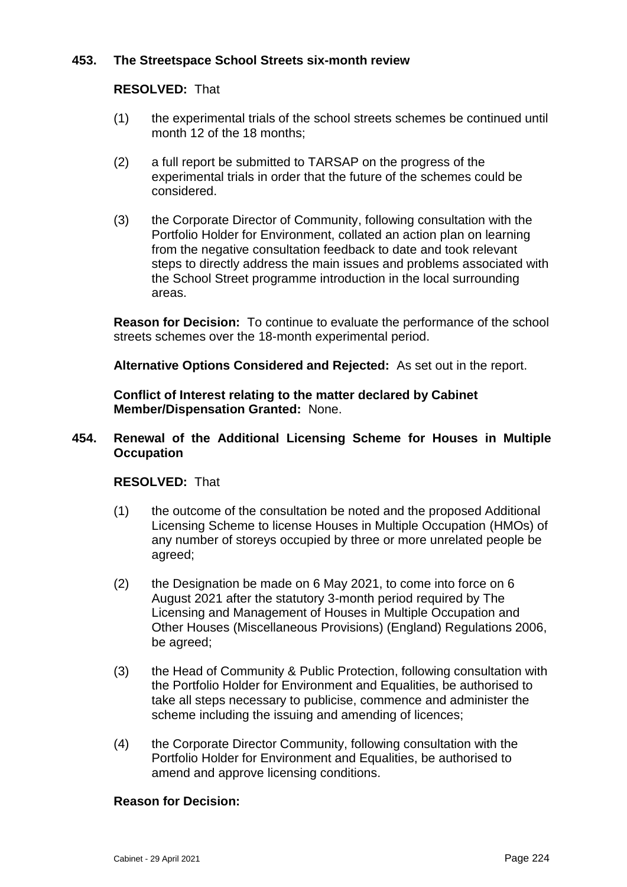### 453. The Streetspace School Streets six-month review

**RESOLVED:** That

(1) the experimental trials of the school streets schemes be continued until month 12 of the 18 months;

(2) a full report be submitted to TARSAP on the progress of the experimental trials in order that the future of the schemes could be considered.

(3) the Corporate Director of Community, following consultation with the Portfolio Holder for Environment, collated an action plan on learning from the negative consultation feedback to date and took relevant steps to directly address the main issues and problems associated with the School Street programme introduction in the local surrounding areas.

**Reason for Decision:** To continue to evaluate the performance of the school streets schemes over the 18-month experimental period.

**Alternative Options Considered and Rejected:** As set out in the report.

**Conflict of Interest relating to the matter declared by Cabinet Member/Dispensation Granted:** None.

### 454. Renewal of the Additional Licensing Scheme for Houses in Multiple Occupation

**RESOLVED:** That

(1) the outcome of the consultation be noted and the proposed Additional Licensing Scheme to license Houses in Multiple Occupation (HMOs) of any number of storeys occupied by three or more unrelated people be agreed;

(2) the Designation be made on 6 May 2021, to come into force on 6 August 2021 after the statutory 3-month period required by The Licensing and Management of Houses in Multiple Occupation and Other Houses (Miscellaneous Provisions) (England) Regulations 2006, be agreed;

(3) the Head of Community & Public Protection, following consultation with the Portfolio Holder for Environment and Equalities, be authorised to take all steps necessary to publicise, commence and administer the scheme including the issuing and amending of licences;

(4) the Corporate Director Community, following consultation with the Portfolio Holder for Environment and Equalities, be authorised to amend and approve licensing conditions.

**Reason for Decision:**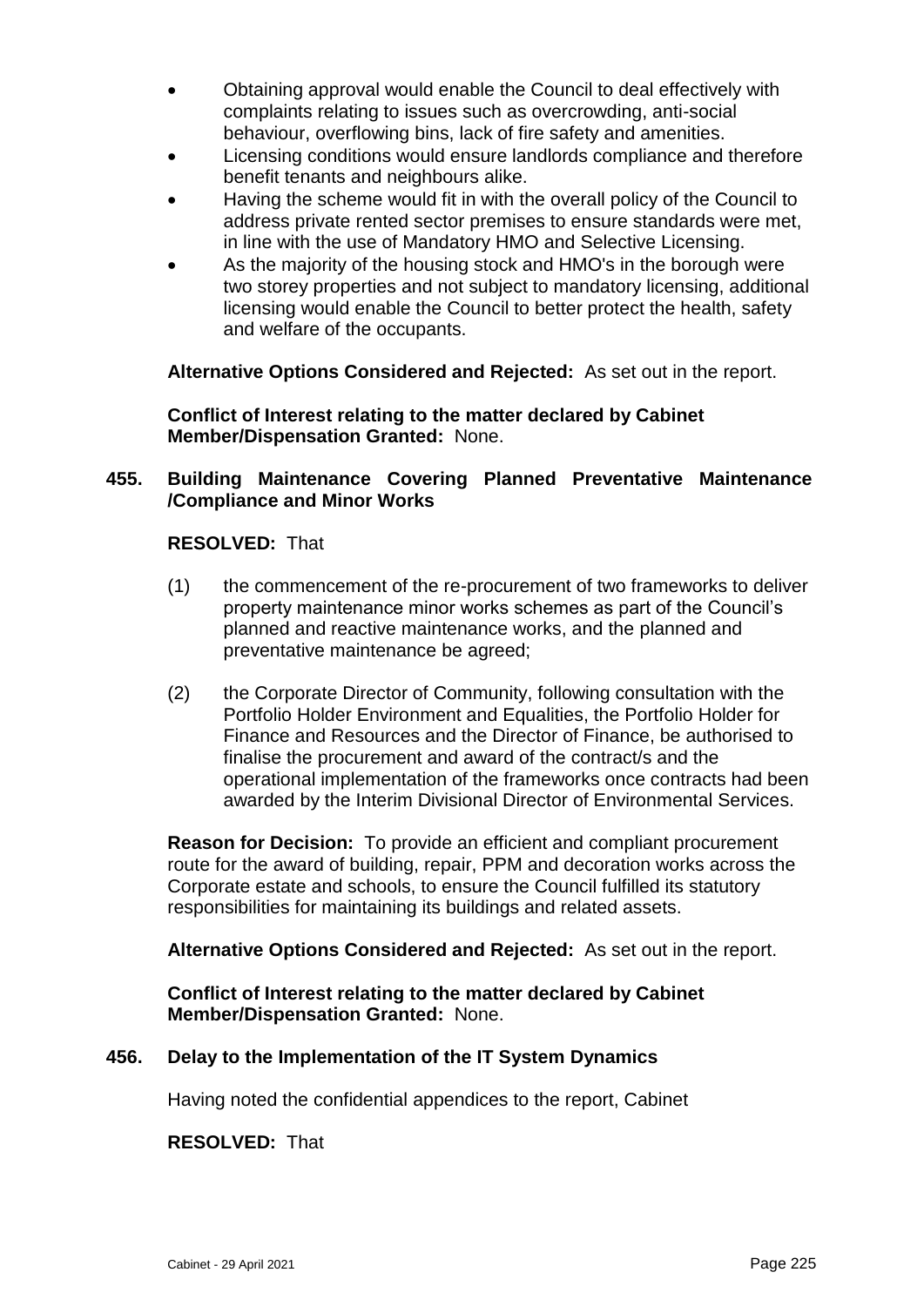- Obtaining approval would enable the Council to deal effectively with complaints relating to issues such as overcrowding, anti-social behaviour, overflowing bins, lack of fire safety and amenities.
- Licensing conditions would ensure landlords compliance and therefore benefit tenants and neighbours alike.
- Having the scheme would fit in with the overall policy of the Council to address private rented sector premises to ensure standards were met, in line with the use of Mandatory HMO and Selective Licensing.
- As the majority of the housing stock and HMO's in the borough were two storey properties and not subject to mandatory licensing, additional licensing would enable the Council to better protect the health, safety and welfare of the occupants.

**Alternative Options Considered and Rejected:** As set out in the report.

**Conflict of Interest relating to the matter declared by Cabinet Member/Dispensation Granted:** None.

## 455. Building Maintenance Covering Planned Preventative Maintenance /Compliance and Minor Works

**RESOLVED:** That

(1) the commencement of the re-procurement of two frameworks to deliver property maintenance minor works schemes as part of the Council's planned and reactive maintenance works, and the planned and preventative maintenance be agreed;

(2) the Corporate Director of Community, following consultation with the Portfolio Holder Environment and Equalities, the Portfolio Holder for Finance and Resources and the Director of Finance, be authorised to finalise the procurement and award of the contract/s and the operational implementation of the frameworks once contracts had been awarded by the Interim Divisional Director of Environmental Services.

**Reason for Decision:** To provide an efficient and compliant procurement route for the award of building, repair, PPM and decoration works across the Corporate estate and schools, to ensure the Council fulfilled its statutory responsibilities for maintaining its buildings and related assets.

**Alternative Options Considered and Rejected:** As set out in the report.

**Conflict of Interest relating to the matter declared by Cabinet Member/Dispensation Granted:** None.

## 456. Delay to the Implementation of the IT System Dynamics

Having noted the confidential appendices to the report, Cabinet

**RESOLVED:** That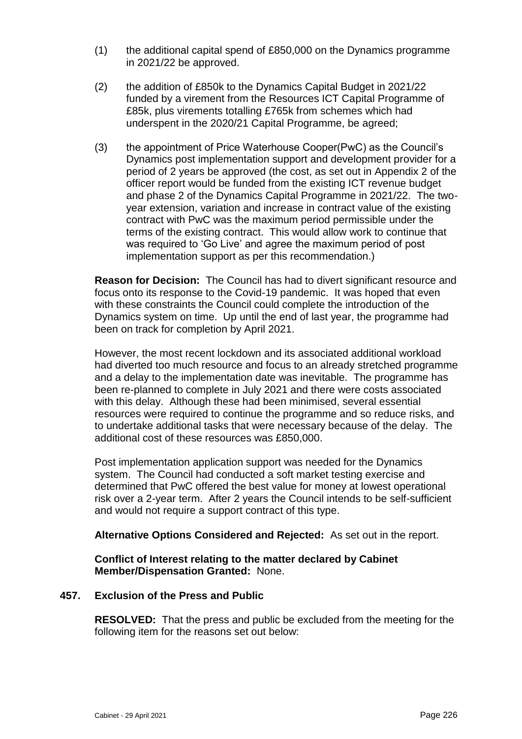(1) the additional capital spend of £850,000 on the Dynamics programme in 2021/22 be approved.

(2) the addition of £850k to the Dynamics Capital Budget in 2021/22 funded by a virement from the Resources ICT Capital Programme of £85k, plus virements totalling £765k from schemes which had underspent in the 2020/21 Capital Programme, be agreed;

(3) the appointment of Price Waterhouse Cooper(PwC) as the Council's Dynamics post implementation support and development provider for a period of 2 years be approved (the cost, as set out in Appendix 2 of the officer report would be funded from the existing ICT revenue budget and phase 2 of the Dynamics Capital Programme in 2021/22. The two-year extension, variation and increase in contract value of the existing contract with PwC was the maximum period permissible under the terms of the existing contract. This would allow work to continue that was required to 'Go Live' and agree the maximum period of post implementation support as per this recommendation.)

**Reason for Decision:** The Council has had to divert significant resource and focus onto its response to the Covid-19 pandemic. It was hoped that even with these constraints the Council could complete the introduction of the Dynamics system on time. Up until the end of last year, the programme had been on track for completion by April 2021.

However, the most recent lockdown and its associated additional workload had diverted too much resource and focus to an already stretched programme and a delay to the implementation date was inevitable. The programme has been re-planned to complete in July 2021 and there were costs associated with this delay. Although these had been minimised, several essential resources were required to continue the programme and so reduce risks, and to undertake additional tasks that were necessary because of the delay. The additional cost of these resources was £850,000.

Post implementation application support was needed for the Dynamics system. The Council had conducted a soft market testing exercise and determined that PwC offered the best value for money at lowest operational risk over a 2-year term. After 2 years the Council intends to be self-sufficient and would not require a support contract of this type.

**Alternative Options Considered and Rejected:** As set out in the report.

**Conflict of Interest relating to the matter declared by Cabinet Member/Dispensation Granted:** None.

## 457. Exclusion of the Press and Public

**RESOLVED:** That the press and public be excluded from the meeting for the following item for the reasons set out below: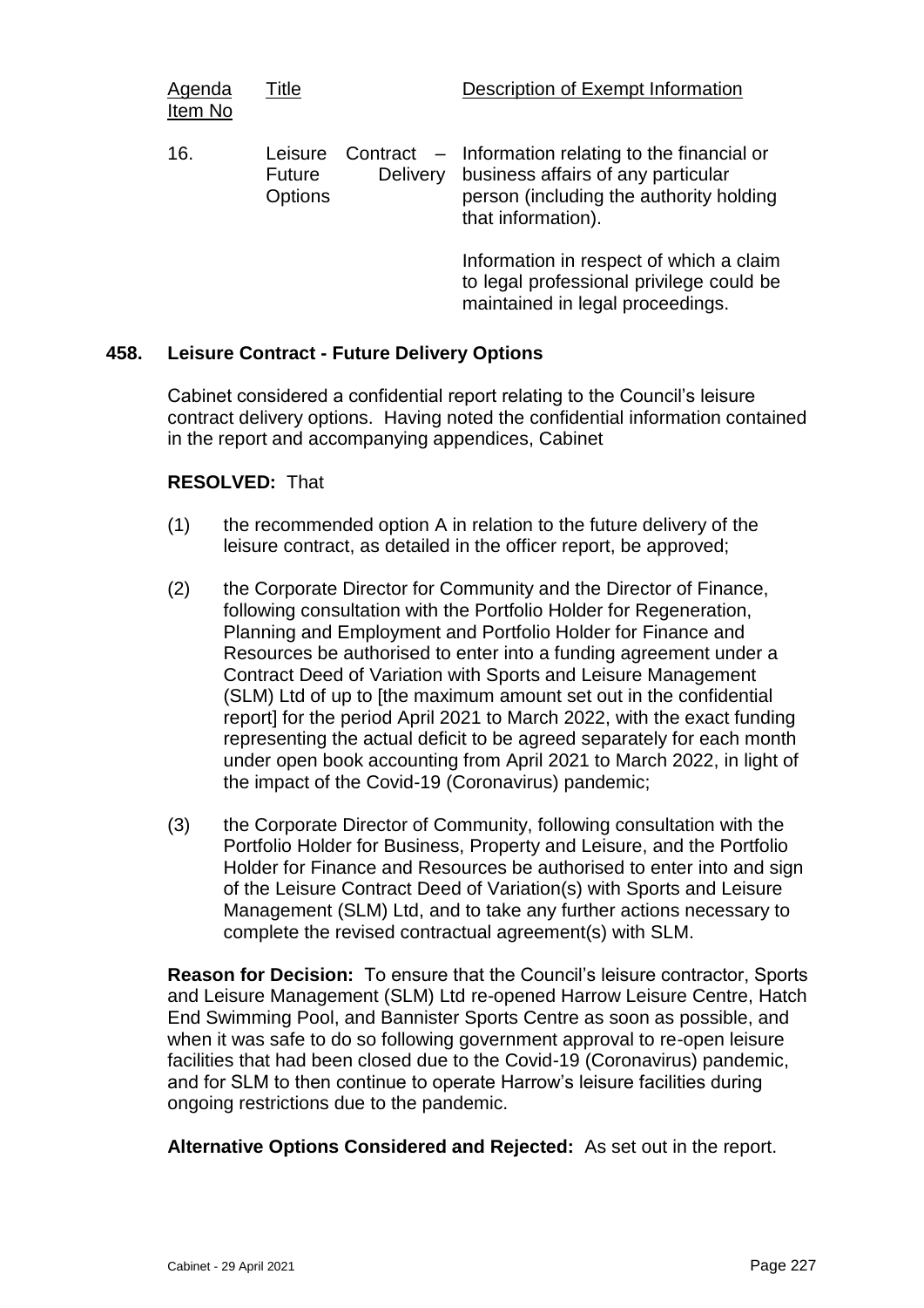| Agenda Item No | Title | Description of Exempt Information |
|---|---|---|
| 16. | Leisure Contract – Future Delivery Options | Information relating to the financial or business affairs of any particular person (including the authority holding that information).<br><br>Information in respect of which a claim to legal professional privilege could be maintained in legal proceedings. |

## 458. Leisure Contract - Future Delivery Options

Cabinet considered a confidential report relating to the Council's leisure contract delivery options. Having noted the confidential information contained in the report and accompanying appendices, Cabinet

**RESOLVED:** That

(1) the recommended option A in relation to the future delivery of the leisure contract, as detailed in the officer report, be approved;

(2) the Corporate Director for Community and the Director of Finance, following consultation with the Portfolio Holder for Regeneration, Planning and Employment and Portfolio Holder for Finance and Resources be authorised to enter into a funding agreement under a Contract Deed of Variation with Sports and Leisure Management (SLM) Ltd of up to [the maximum amount set out in the confidential report] for the period April 2021 to March 2022, with the exact funding representing the actual deficit to be agreed separately for each month under open book accounting from April 2021 to March 2022, in light of the impact of the Covid-19 (Coronavirus) pandemic;

(3) the Corporate Director of Community, following consultation with the Portfolio Holder for Business, Property and Leisure, and the Portfolio Holder for Finance and Resources be authorised to enter into and sign of the Leisure Contract Deed of Variation(s) with Sports and Leisure Management (SLM) Ltd, and to take any further actions necessary to complete the revised contractual agreement(s) with SLM.

**Reason for Decision:** To ensure that the Council's leisure contractor, Sports and Leisure Management (SLM) Ltd re-opened Harrow Leisure Centre, Hatch End Swimming Pool, and Bannister Sports Centre as soon as possible, and when it was safe to do so following government approval to re-open leisure facilities that had been closed due to the Covid-19 (Coronavirus) pandemic, and for SLM to then continue to operate Harrow's leisure facilities during ongoing restrictions due to the pandemic.

**Alternative Options Considered and Rejected:** As set out in the report.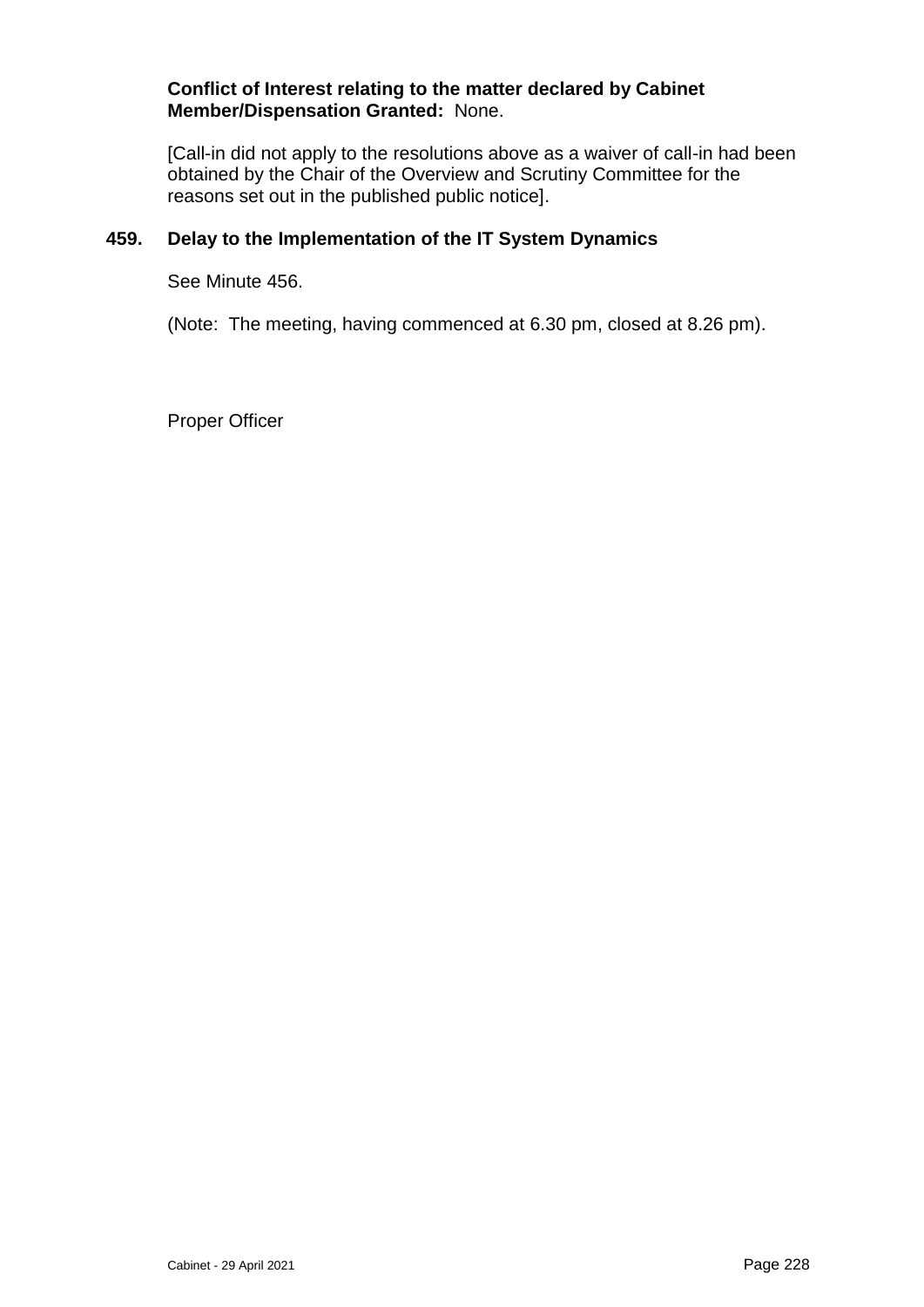**Conflict of Interest relating to the matter declared by Cabinet Member/Dispensation Granted:** None.

[Call-in did not apply to the resolutions above as a waiver of call-in had been obtained by the Chair of the Overview and Scrutiny Committee for the reasons set out in the published public notice].

### 459. Delay to the Implementation of the IT System Dynamics

See Minute 456.

(Note: The meeting, having commenced at 6.30 pm, closed at 8.26 pm).

Proper Officer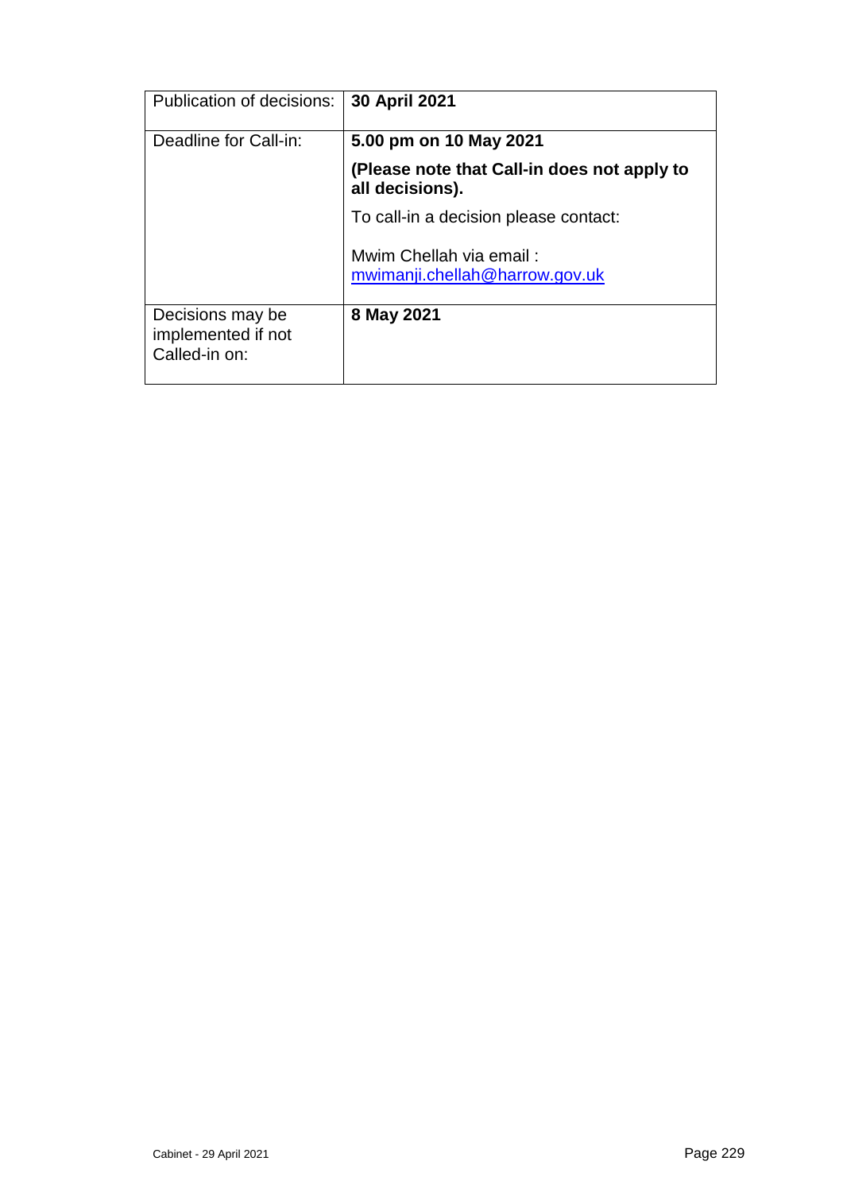| | |
|---|---|
| Publication of decisions: | **30 April 2021** |
| Deadline for Call-in: | **5.00 pm on 10 May 2021**<br><br>**(Please note that Call-in does not apply to all decisions).**<br><br>To call-in a decision please contact:<br><br>Mwim Chellah via email : mwimanji.chellah@harrow.gov.uk |
| Decisions may be implemented if not Called-in on: | **8 May 2021** |